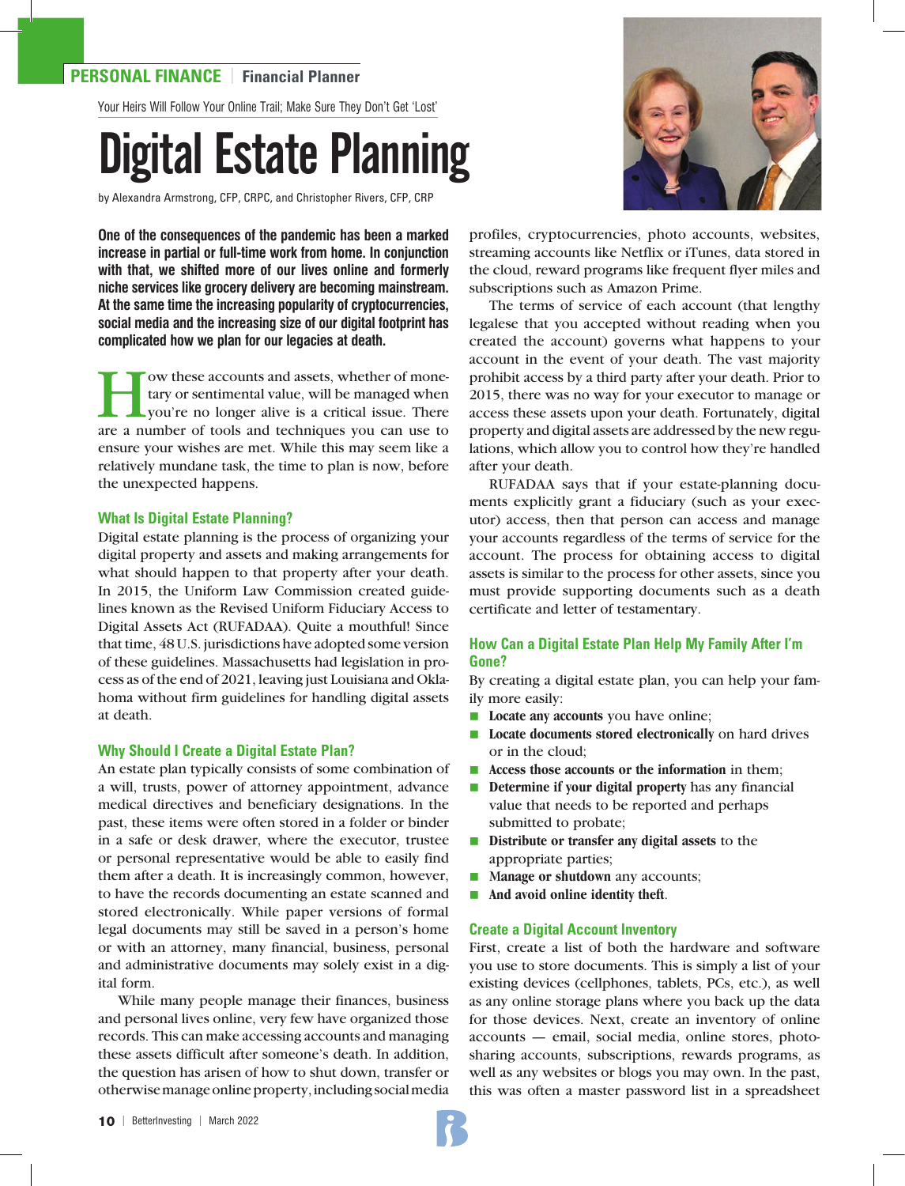PERSONAL FINANCE | Financial Planner

Your Heirs Will Follow Your Online Trail; Make Sure They Don't Get 'Lost'

# Digital Estate Planning

by Alexandra Armstrong, CFP, CRPC, and Christopher Rivers, CFP, CRP

**One of the consequences of the pandemic has been a marked increase in partial or full-time work from home. In conjunction with that, we shifted more of our lives online and formerly niche services like grocery delivery are becoming mainstream. At the same time the increasing popularity of cryptocurrencies, social media and the increasing size of our digital footprint has complicated how we plan for our legacies at death.**

How these accounts and assets, whether of monetary or sentimental value, will be managed when you're no longer alive is a critical issue. There are a number of tools and techniques you can use to ensure your wishes are met. While this may seem like a relatively mundane task, the time to plan is now, before the unexpected happens.

### What Is Digital Estate Planning?

Digital estate planning is the process of organizing your digital property and assets and making arrangements for what should happen to that property after your death. In 2015, the Uniform Law Commission created guidelines known as the Revised Uniform Fiduciary Access to Digital Assets Act (RUFADAA). Quite a mouthful! Since that time, 48 U.S. jurisdictions have adopted some version of these guidelines. Massachusetts had legislation in process as of the end of 2021, leaving just Louisiana and Oklahoma without firm guidelines for handling digital assets at death.

### Why Should I Create a Digital Estate Plan?

An estate plan typically consists of some combination of a will, trusts, power of attorney appointment, advance medical directives and beneficiary designations. In the past, these items were often stored in a folder or binder in a safe or desk drawer, where the executor, trustee or personal representative would be able to easily find them after a death. It is increasingly common, however, to have the records documenting an estate scanned and stored electronically. While paper versions of formal legal documents may still be saved in a person's home or with an attorney, many financial, business, personal and administrative documents may solely exist in a digital form.

While many people manage their finances, business and personal lives online, very few have organized those records. This can make accessing accounts and managing these assets difficult after someone's death. In addition, the question has arisen of how to shut down, transfer or otherwise manage online property, including social media profiles, cryptocurrencies, photo accounts, websites, streaming accounts like Netflix or iTunes, data stored in the cloud, reward programs like frequent flyer miles and subscriptions such as Amazon Prime.

The terms of service of each account (that lengthy legalese that you accepted without reading when you created the account) governs what happens to your account in the event of your death. The vast majority prohibit access by a third party after your death. Prior to 2015, there was no way for your executor to manage or access these assets upon your death. Fortunately, digital property and digital assets are addressed by the new regulations, which allow you to control how they're handled after your death.

RUFADAA says that if your estate-planning documents explicitly grant a fiduciary (such as your executor) access, then that person can access and manage your accounts regardless of the terms of service for the account. The process for obtaining access to digital assets is similar to the process for other assets, since you must provide supporting documents such as a death certificate and letter of testamentary.

### How Can a Digital Estate Plan Help My Family After I'm Gone?

By creating a digital estate plan, you can help your family more easily:

- **Locate any accounts** you have online;
- **Locate documents stored electronically** on hard drives or in the cloud;
- **Access those accounts or the information** in them;
- **Determine if your digital property** has any financial value that needs to be reported and perhaps submitted to probate;
- **Distribute or transfer any digital assets** to the appropriate parties;
- **Manage or shutdown** any accounts;
- **And avoid online identity theft**.

### Create a Digital Account Inventory

First, create a list of both the hardware and software you use to store documents. This is simply a list of your existing devices (cellphones, tablets, PCs, etc.), as well as any online storage plans where you back up the data for those devices. Next, create an inventory of online accounts — email, social media, online stores, photo-sharing accounts, subscriptions, rewards programs, as well as any websites or blogs you may own. In the past, this was often a master password list in a spreadsheet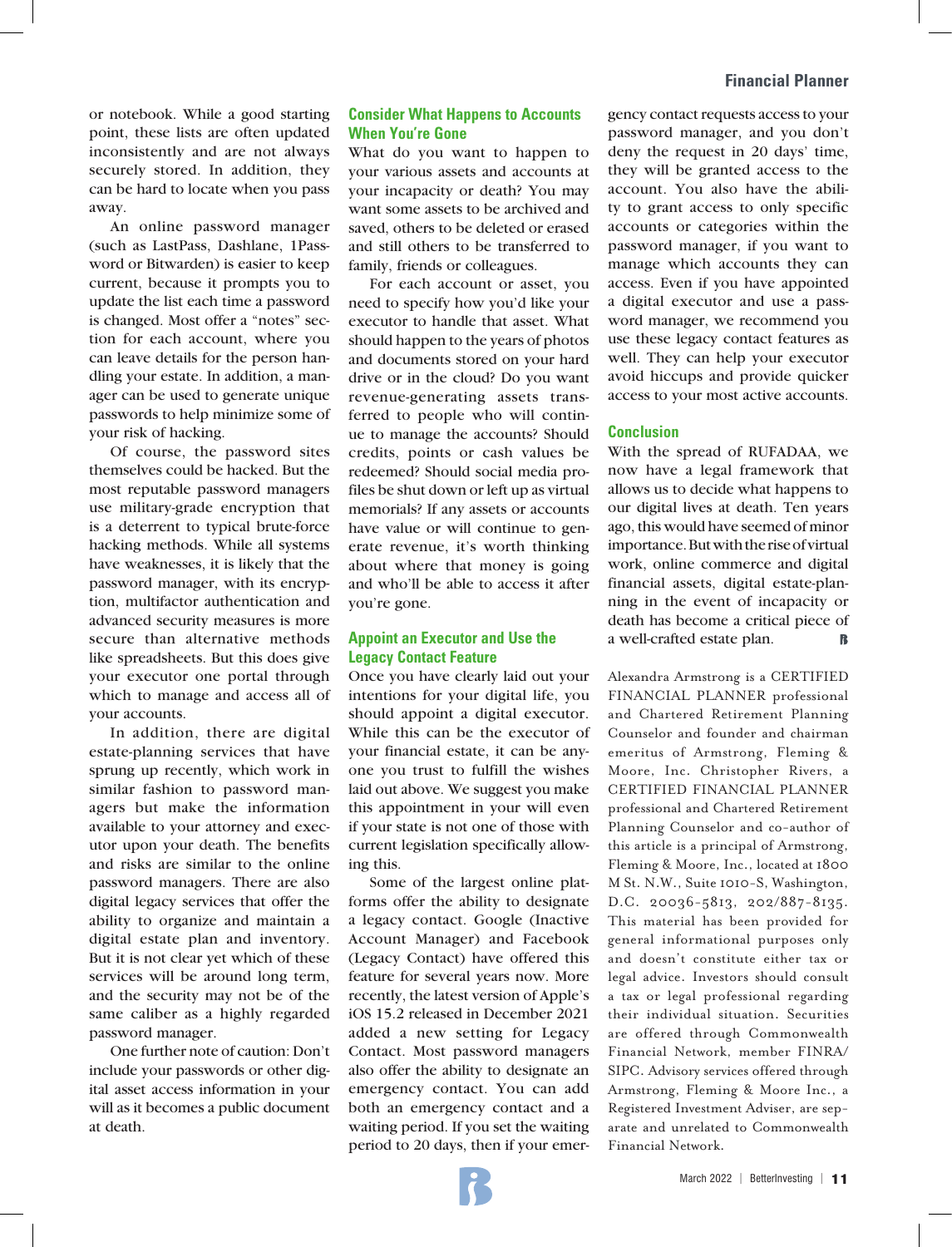or notebook. While a good starting point, these lists are often updated inconsistently and are not always securely stored. In addition, they can be hard to locate when you pass away.

An online password manager (such as LastPass, Dashlane, 1Password or Bitwarden) is easier to keep current, because it prompts you to update the list each time a password is changed. Most offer a "notes" section for each account, where you can leave details for the person handling your estate. In addition, a manager can be used to generate unique passwords to help minimize some of your risk of hacking.

Of course, the password sites themselves could be hacked. But the most reputable password managers use military-grade encryption that is a deterrent to typical brute-force hacking methods. While all systems have weaknesses, it is likely that the password manager, with its encryption, multifactor authentication and advanced security measures is more secure than alternative methods like spreadsheets. But this does give your executor one portal through which to manage and access all of your accounts.

In addition, there are digital estate-planning services that have sprung up recently, which work in similar fashion to password managers but make the information available to your attorney and executor upon your death. The benefits and risks are similar to the online password managers. There are also digital legacy services that offer the ability to organize and maintain a digital estate plan and inventory. But it is not clear yet which of these services will be around long term, and the security may not be of the same caliber as a highly regarded password manager.

One further note of caution: Don't include your passwords or other digital asset access information in your will as it becomes a public document at death.

## Consider What Happens to Accounts When You're Gone

What do you want to happen to your various assets and accounts at your incapacity or death? You may want some assets to be archived and saved, others to be deleted or erased and still others to be transferred to family, friends or colleagues.

For each account or asset, you need to specify how you'd like your executor to handle that asset. What should happen to the years of photos and documents stored on your hard drive or in the cloud? Do you want revenue-generating assets transferred to people who will continue to manage the accounts? Should credits, points or cash values be redeemed? Should social media profiles be shut down or left up as virtual memorials? If any assets or accounts have value or will continue to generate revenue, it's worth thinking about where that money is going and who'll be able to access it after you're gone.

## Appoint an Executor and Use the Legacy Contact Feature

Once you have clearly laid out your intentions for your digital life, you should appoint a digital executor. While this can be the executor of your financial estate, it can be anyone you trust to fulfill the wishes laid out above. We suggest you make this appointment in your will even if your state is not one of those with current legislation specifically allowing this.

Some of the largest online platforms offer the ability to designate a legacy contact. Google (Inactive Account Manager) and Facebook (Legacy Contact) have offered this feature for several years now. More recently, the latest version of Apple's iOS 15.2 released in December 2021 added a new setting for Legacy Contact. Most password managers also offer the ability to designate an emergency contact. You can add both an emergency contact and a waiting period. If you set the waiting period to 20 days, then if your emergency contact requests access to your password manager, and you don't deny the request in 20 days' time, they will be granted access to the account. You also have the ability to grant access to only specific accounts or categories within the password manager, if you want to manage which accounts they can access. Even if you have appointed a digital executor and use a password manager, we recommend you use these legacy contact features as well. They can help your executor avoid hiccups and provide quicker access to your most active accounts.

## Conclusion

With the spread of RUFADAA, we now have a legal framework that allows us to decide what happens to our digital lives at death. Ten years ago, this would have seemed of minor importance. But with the rise of virtual work, online commerce and digital financial assets, digital estate-planning in the event of incapacity or death has become a critical piece of a well-crafted estate plan.

Alexandra Armstrong is a CERTIFIED FINANCIAL PLANNER professional and Chartered Retirement Planning Counselor and founder and chairman emeritus of Armstrong, Fleming & Moore, Inc. Christopher Rivers, a CERTIFIED FINANCIAL PLANNER professional and Chartered Retirement Planning Counselor and co-author of this article is a principal of Armstrong, Fleming & Moore, Inc., located at 1800 M St. N.W., Suite 1010-S, Washington, D.C. 20036-5813, 202/887-8135. This material has been provided for general informational purposes only and doesn't constitute either tax or legal advice. Investors should consult a tax or legal professional regarding their individual situation. Securities are offered through Commonwealth Financial Network, member FINRA/SIPC. Advisory services offered through Armstrong, Fleming & Moore Inc., a Registered Investment Adviser, are separate and unrelated to Commonwealth Financial Network.